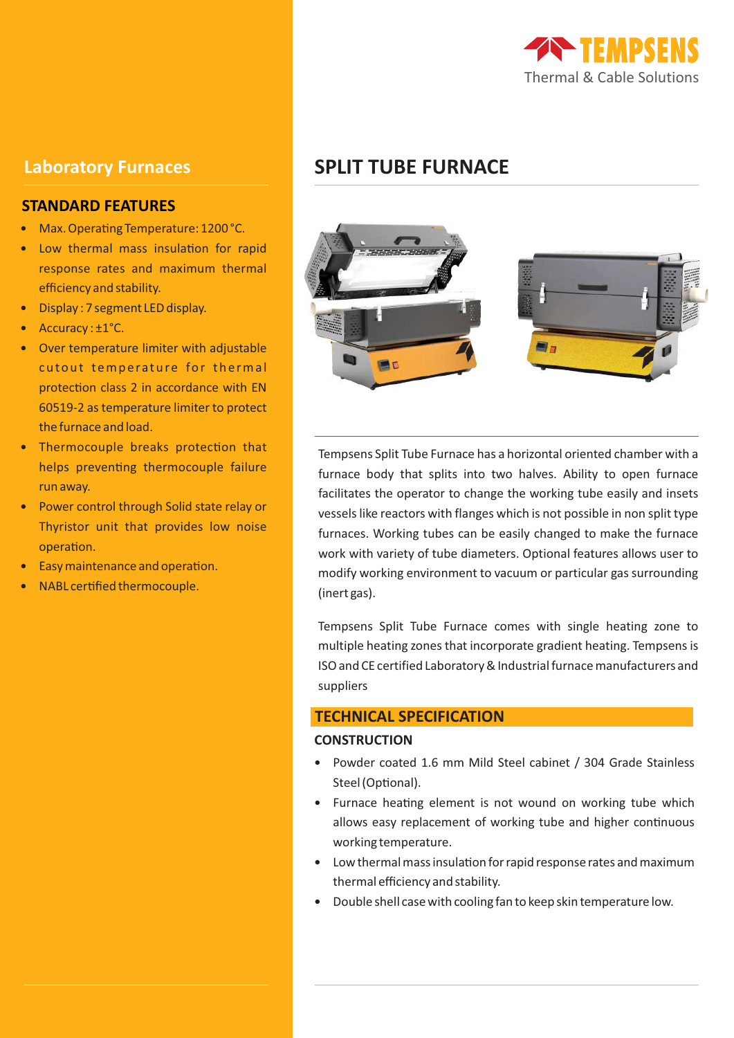TEMPSENS
Thermal & Cable Solutions

## Laboratory Furnaces

### STANDARD FEATURES

- Max. Operating Temperature: 1200 °C.
- Low thermal mass insulation for rapid response rates and maximum thermal efficiency and stability.
- Display : 7 segment LED display.
- Accuracy : ±1°C.
- Over temperature limiter with adjustable cutout temperature for thermal protection class 2 in accordance with EN 60519-2 as temperature limiter to protect the furnace and load.
- Thermocouple breaks protection that helps preventing thermocouple failure run away.
- Power control through Solid state relay or Thyristor unit that provides low noise operation.
- Easy maintenance and operation.
- NABL certified thermocouple.

# SPLIT TUBE FURNACE

Tempsens Split Tube Furnace has a horizontal oriented chamber with a furnace body that splits into two halves. Ability to open furnace facilitates the operator to change the working tube easily and insets vessels like reactors with flanges which is not possible in non split type furnaces. Working tubes can be easily changed to make the furnace work with variety of tube diameters. Optional features allows user to modify working environment to vacuum or particular gas surrounding (inert gas).

Tempsens Split Tube Furnace comes with single heating zone to multiple heating zones that incorporate gradient heating. Tempsens is ISO and CE certified Laboratory & Industrial furnace manufacturers and suppliers

## TECHNICAL SPECIFICATION

### CONSTRUCTION

- Powder coated 1.6 mm Mild Steel cabinet / 304 Grade Stainless Steel (Optional).
- Furnace heating element is not wound on working tube which allows easy replacement of working tube and higher continuous working temperature.
- Low thermal mass insulation for rapid response rates and maximum thermal efficiency and stability.
- Double shell case with cooling fan to keep skin temperature low.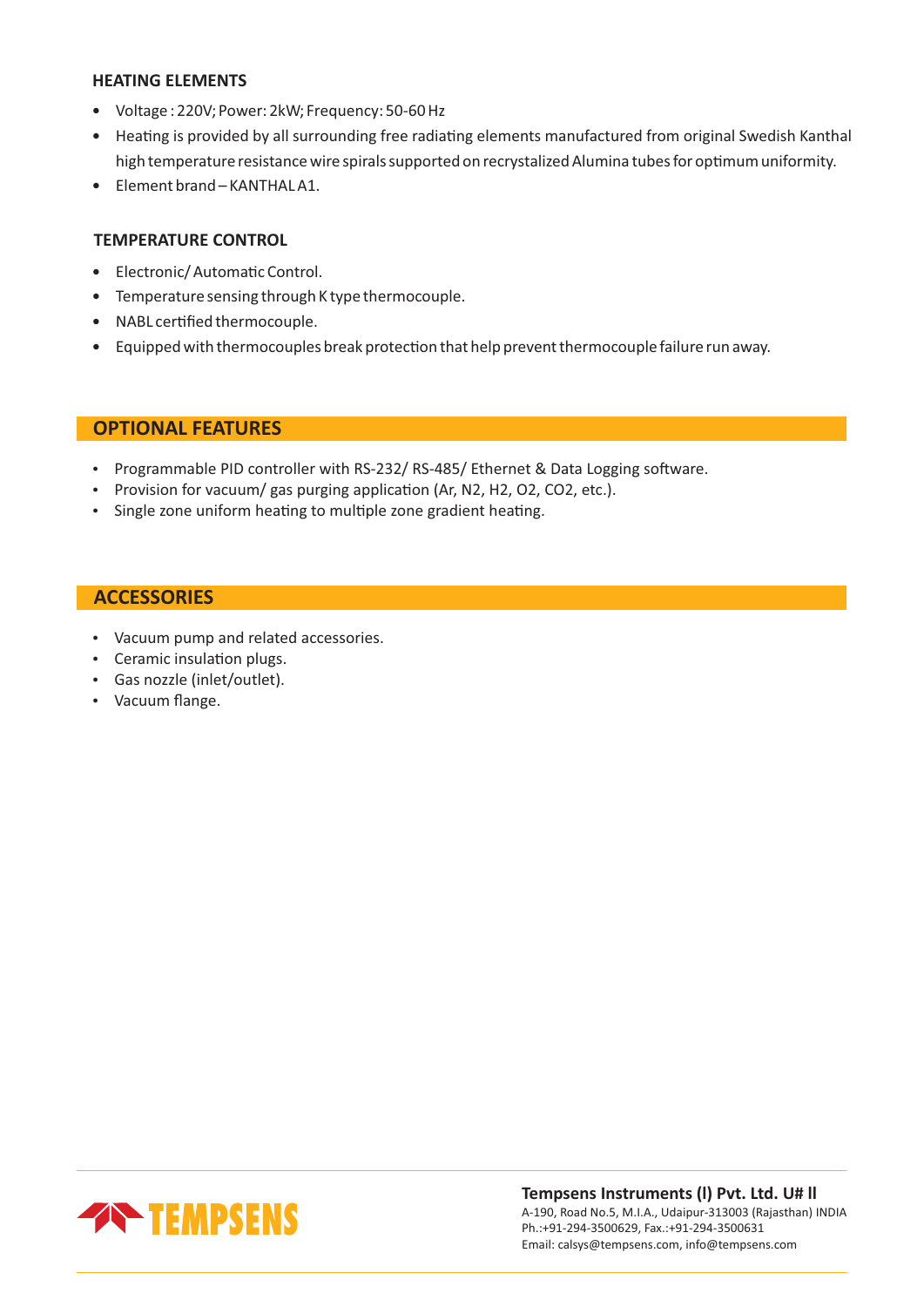### HEATING ELEMENTS

- Voltage : 220V; Power: 2kW; Frequency: 50-60 Hz
- Heating is provided by all surrounding free radiating elements manufactured from original Swedish Kanthal high temperature resistance wire spirals supported on recrystalized Alumina tubes for optimum uniformity.
- Element brand – KANTHAL A1.

### TEMPERATURE CONTROL

- Electronic/ Automatic Control.
- Temperature sensing through K type thermocouple.
- NABL certified thermocouple.
- Equipped with thermocouples break protection that help prevent thermocouple failure run away.

## OPTIONAL FEATURES

- Programmable PID controller with RS-232/ RS-485/ Ethernet & Data Logging software.
- Provision for vacuum/ gas purging application (Ar, $N_2$, $H_2$, $O_2$, $CO_2$, etc.).
- Single zone uniform heating to multiple zone gradient heating.

## ACCESSORIES

- Vacuum pump and related accessories.
- Ceramic insulation plugs.
- Gas nozzle (inlet/outlet).
- Vacuum flange.

TEMPSENS

**Tempsens Instruments (I) Pvt. Ltd. U# II**
A-190, Road No.5, M.I.A., Udaipur-313003 (Rajasthan) INDIA
Ph.:+91-294-3500629, Fax.:+91-294-3500631
Email: calsys@tempsens.com, info@tempsens.com